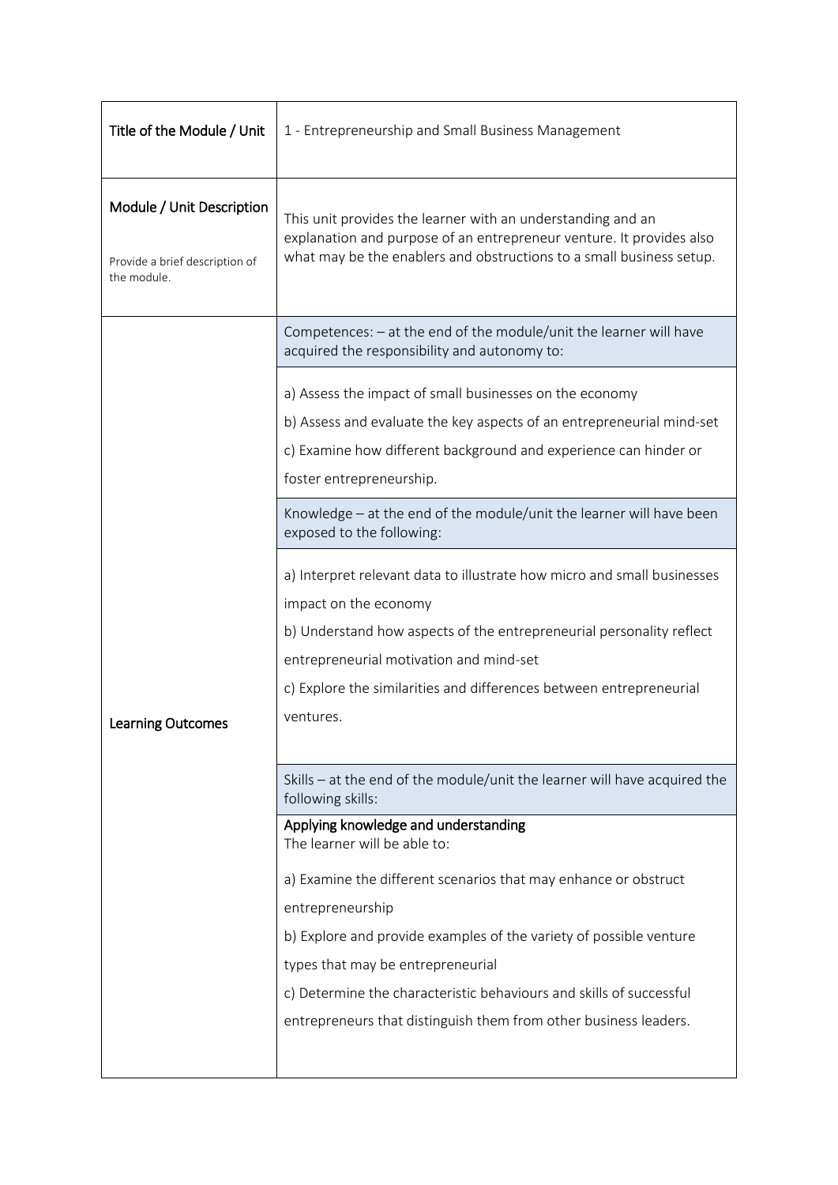| Title of the Module / Unit | 1 - Entrepreneurship and Small Business Management |
|---|---|
| **Module / Unit Description**<br><br>Provide a brief description of the module. | This unit provides the learner with an understanding and an explanation and purpose of an entrepreneur venture. It provides also what may be the enablers and obstructions to a small business setup. |
| **Learning Outcomes** | Competences: – at the end of the module/unit the learner will have acquired the responsibility and autonomy to:<br><br>a) Assess the impact of small businesses on the economy<br>b) Assess and evaluate the key aspects of an entrepreneurial mind-set<br>c) Examine how different background and experience can hinder or foster entrepreneurship.<br><br>Knowledge – at the end of the module/unit the learner will have been exposed to the following:<br><br>a) Interpret relevant data to illustrate how micro and small businesses impact on the economy<br>b) Understand how aspects of the entrepreneurial personality reflect entrepreneurial motivation and mind-set<br>c) Explore the similarities and differences between entrepreneurial ventures.<br><br>Skills – at the end of the module/unit the learner will have acquired the following skills:<br><br>**Applying knowledge and understanding**<br>The learner will be able to:<br><br>a) Examine the different scenarios that may enhance or obstruct entrepreneurship<br>b) Explore and provide examples of the variety of possible venture types that may be entrepreneurial<br>c) Determine the characteristic behaviours and skills of successful entrepreneurs that distinguish them from other business leaders. |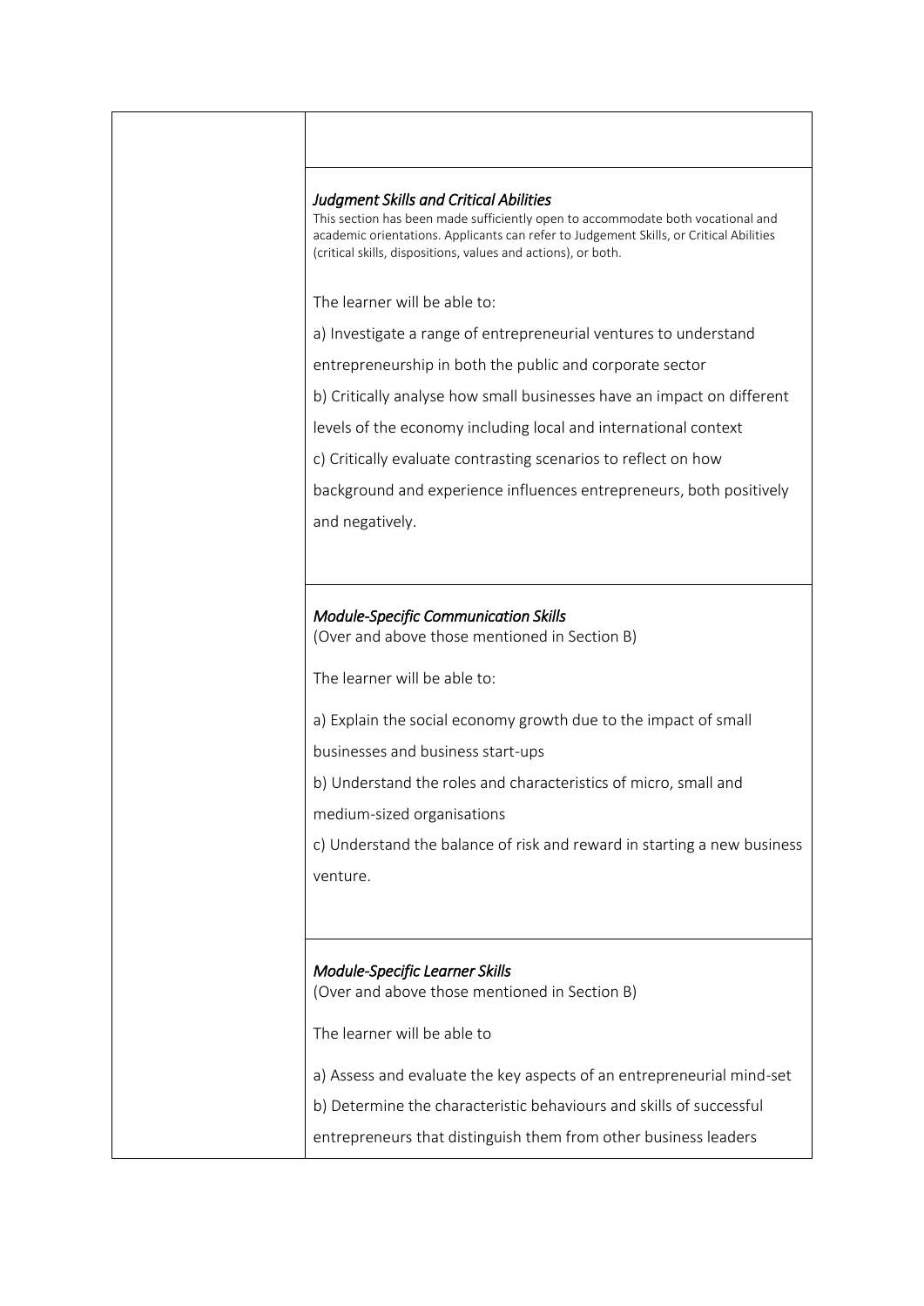### *Judgment Skills and Critical Abilities*

This section has been made sufficiently open to accommodate both vocational and academic orientations. Applicants can refer to Judgement Skills, or Critical Abilities (critical skills, dispositions, values and actions), or both.

The learner will be able to:

a) Investigate a range of entrepreneurial ventures to understand entrepreneurship in both the public and corporate sector

b) Critically analyse how small businesses have an impact on different levels of the economy including local and international context

c) Critically evaluate contrasting scenarios to reflect on how background and experience influences entrepreneurs, both positively and negatively.

### *Module-Specific Communication Skills*

(Over and above those mentioned in Section B)

The learner will be able to:

a) Explain the social economy growth due to the impact of small businesses and business start-ups

b) Understand the roles and characteristics of micro, small and medium-sized organisations

c) Understand the balance of risk and reward in starting a new business venture.

### *Module-Specific Learner Skills*

(Over and above those mentioned in Section B)

The learner will be able to

a) Assess and evaluate the key aspects of an entrepreneurial mind-set

b) Determine the characteristic behaviours and skills of successful entrepreneurs that distinguish them from other business leaders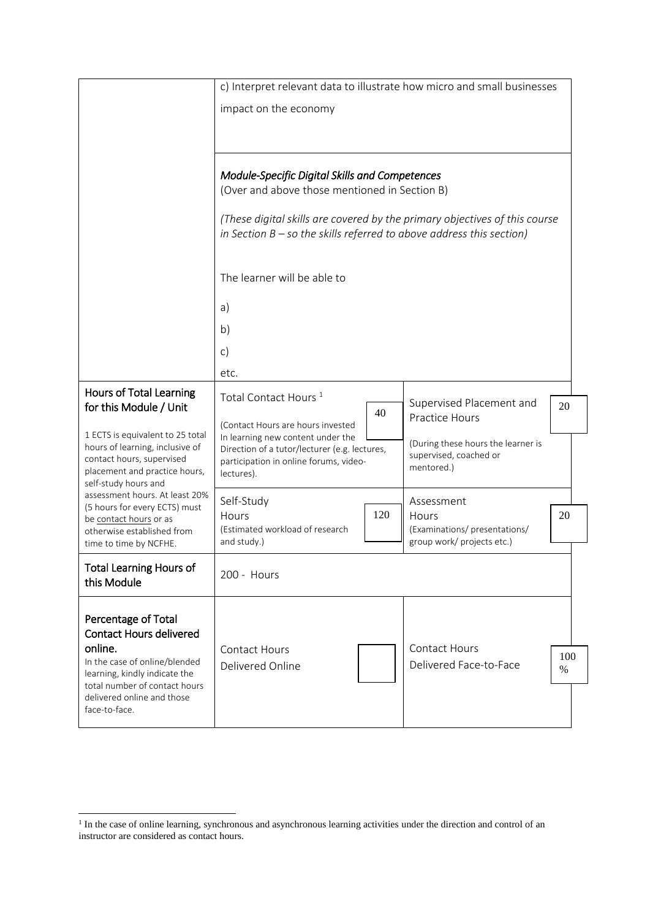| | | | | |
|---|---|---|---|---|
| | c) Interpret relevant data to illustrate how micro and small businesses impact on the economy | | | |
| | ***Module-Specific Digital Skills and Competences***<br>(Over and above those mentioned in Section B)<br><br>*(These digital skills are covered by the primary objectives of this course in Section B – so the skills referred to above address this section)*<br><br>The learner will be able to<br><br>a)<br><br>b)<br><br>c)<br><br>etc. | | | |
| **Hours of Total Learning for this Module / Unit**<br><br>1 ECTS is equivalent to 25 total hours of learning, inclusive of contact hours, supervised placement and practice hours, self-study hours and assessment hours. At least 20% (5 hours for every ECTS) must be contact hours or as otherwise established from time to time by NCFHE. | Total Contact Hours [1]<br><br>(Contact Hours are hours invested In learning new content under the Direction of a tutor/lecturer (e.g. lectures, participation in online forums, video-lectures). | 40 | Supervised Placement and Practice Hours<br><br>(During these hours the learner is supervised, coached or mentored.) | 20 |
| | Self-Study Hours<br>(Estimated workload of research and study.) | 120 | Assessment Hours<br>(Examinations/ presentations/ group work/ projects etc.) | 20 |
| **Total Learning Hours of this Module** | 200 - Hours | | | |
| **Percentage of Total Contact Hours delivered online.**<br>In the case of online/blended learning, kindly indicate the total number of contact hours delivered online and those face-to-face. | Contact Hours Delivered Online | | Contact Hours Delivered Face-to-Face | 100 % |

[1] In the case of online learning, synchronous and asynchronous learning activities under the direction and control of an instructor are considered as contact hours.